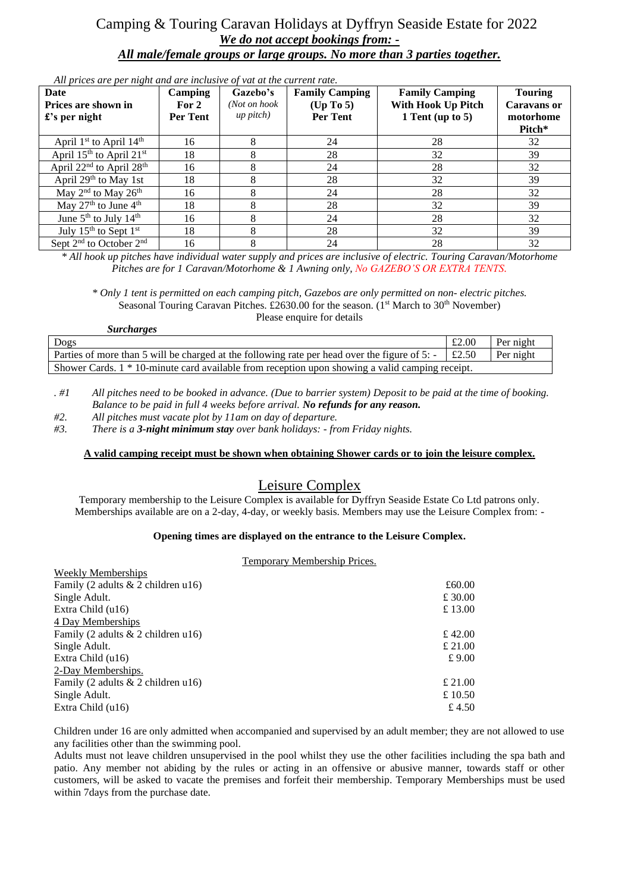# Camping & Touring Caravan Holidays at Dyffryn Seaside Estate for 2022

***We do not accept bookings from: -***

***All male/female groups or large groups. No more than 3 parties together.***

*All prices are per night and are inclusive of vat at the current rate.*

| Date<br>Prices are shown in £'s per night | Camping For 2 Per Tent | Gazebo's *(Not on hook up pitch)* | Family Camping (Up To 5) Per Tent | Family Camping With Hook Up Pitch 1 Tent (up to 5) | Touring Caravans or motorhome Pitch* |
|---|---|---|---|---|---|
| April 1st to April 14th | 16 | 8 | 24 | 28 | 32 |
| April 15th to April 21st | 18 | 8 | 28 | 32 | 39 |
| April 22nd to April 28th | 16 | 8 | 24 | 28 | 32 |
| April 29th to May 1st | 18 | 8 | 28 | 32 | 39 |
| May 2nd to May 26th | 16 | 8 | 24 | 28 | 32 |
| May 27th to June 4th | 18 | 8 | 28 | 32 | 39 |
| June 5th to July 14th | 16 | 8 | 24 | 28 | 32 |
| July 15th to Sept 1st | 18 | 8 | 28 | 32 | 39 |
| Sept 2nd to October 2nd | 16 | 8 | 24 | 28 | 32 |

*\* All hook up pitches have individual water supply and prices are inclusive of electric. Touring Caravan/Motorhome Pitches are for 1 Caravan/Motorhome & 1 Awning only, No GAZEBO'S OR EXTRA TENTS.*

*\* Only 1 tent is permitted on each camping pitch, Gazebos are only permitted on non- electric pitches.*

Seasonal Touring Caravan Pitches. £2630.00 for the season. (1st March to 30th November)

Please enquire for details

***Surcharges***

| Dogs | £2.00 | Per night |
|---|---|---|
| Parties of more than 5 will be charged at the following rate per head over the figure of 5: - | £2.50 | Per night |
| Shower Cards. 1 * 10-minute card available from reception upon showing a valid camping receipt. | | |

. #1 *All pitches need to be booked in advance. (Due to barrier system) Deposit to be paid at the time of booking. Balance to be paid in full 4 weeks before arrival.* ***No refunds for any reason.***

#2. *All pitches must vacate plot by 11am on day of departure.*

#3. *There is a* ***3-night minimum stay*** *over bank holidays: - from Friday nights.*

**A valid camping receipt must be shown when obtaining Shower cards or to join the leisure complex.**

## Leisure Complex

Temporary membership to the Leisure Complex is available for Dyffryn Seaside Estate Co Ltd patrons only. Memberships available are on a 2-day, 4-day, or weekly basis. Members may use the Leisure Complex from: -

**Opening times are displayed on the entrance to the Leisure Complex.**

Temporary Membership Prices.

| | |
|---|---|
| Weekly Memberships | |
| Family (2 adults & 2 children u16) | £60.00 |
| Single Adult. | £ 30.00 |
| Extra Child (u16) | £ 13.00 |
| 4 Day Memberships | |
| Family (2 adults & 2 children u16) | £ 42.00 |
| Single Adult. | £ 21.00 |
| Extra Child (u16) | £ 9.00 |
| 2-Day Memberships. | |
| Family (2 adults & 2 children u16) | £ 21.00 |
| Single Adult. | £ 10.50 |
| Extra Child (u16) | £ 4.50 |

Children under 16 are only admitted when accompanied and supervised by an adult member; they are not allowed to use any facilities other than the swimming pool.

Adults must not leave children unsupervised in the pool whilst they use the other facilities including the spa bath and patio. Any member not abiding by the rules or acting in an offensive or abusive manner, towards staff or other customers, will be asked to vacate the premises and forfeit their membership. Temporary Memberships must be used within 7days from the purchase date.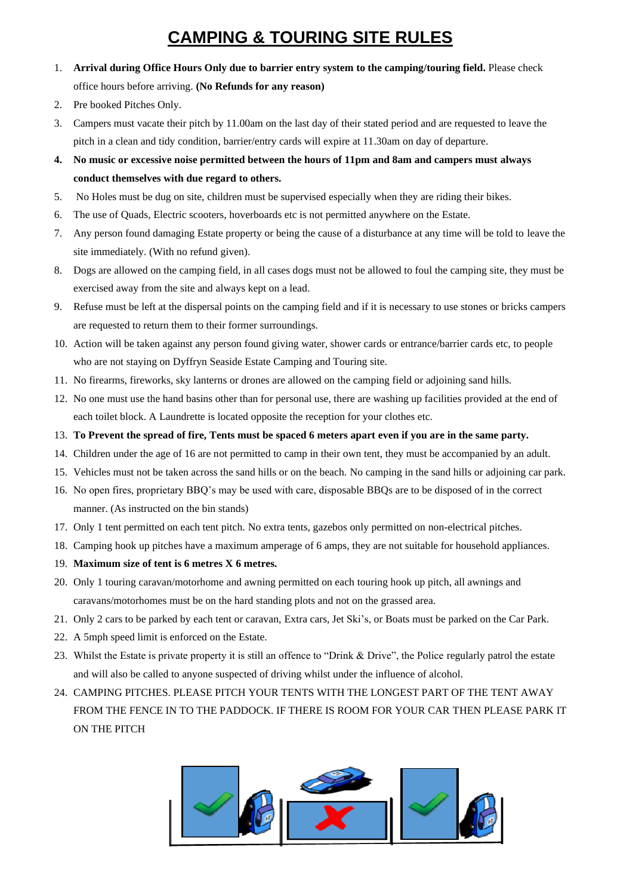# CAMPING & TOURING SITE RULES

1. **Arrival during Office Hours Only due to barrier entry system to the camping/touring field.** Please check office hours before arriving. **(No Refunds for any reason)**
2. Pre booked Pitches Only.
3. Campers must vacate their pitch by 11.00am on the last day of their stated period and are requested to leave the pitch in a clean and tidy condition, barrier/entry cards will expire at 11.30am on day of departure.
4. **No music or excessive noise permitted between the hours of 11pm and 8am and campers must always conduct themselves with due regard to others.**
5. No Holes must be dug on site, children must be supervised especially when they are riding their bikes.
6. The use of Quads, Electric scooters, hoverboards etc is not permitted anywhere on the Estate.
7. Any person found damaging Estate property or being the cause of a disturbance at any time will be told to leave the site immediately. (With no refund given).
8. Dogs are allowed on the camping field, in all cases dogs must not be allowed to foul the camping site, they must be exercised away from the site and always kept on a lead.
9. Refuse must be left at the dispersal points on the camping field and if it is necessary to use stones or bricks campers are requested to return them to their former surroundings.
10. Action will be taken against any person found giving water, shower cards or entrance/barrier cards etc, to people who are not staying on Dyffryn Seaside Estate Camping and Touring site.
11. No firearms, fireworks, sky lanterns or drones are allowed on the camping field or adjoining sand hills.
12. No one must use the hand basins other than for personal use, there are washing up facilities provided at the end of each toilet block. A Laundrette is located opposite the reception for your clothes etc.
13. **To Prevent the spread of fire, Tents must be spaced 6 meters apart even if you are in the same party.**
14. Children under the age of 16 are not permitted to camp in their own tent, they must be accompanied by an adult.
15. Vehicles must not be taken across the sand hills or on the beach. No camping in the sand hills or adjoining car park.
16. No open fires, proprietary BBQ's may be used with care, disposable BBQs are to be disposed of in the correct manner. (As instructed on the bin stands)
17. Only 1 tent permitted on each tent pitch. No extra tents, gazebos only permitted on non-electrical pitches.
18. Camping hook up pitches have a maximum amperage of 6 amps, they are not suitable for household appliances.
19. **Maximum size of tent is 6 metres X 6 metres.**
20. Only 1 touring caravan/motorhome and awning permitted on each touring hook up pitch, all awnings and caravans/motorhomes must be on the hard standing plots and not on the grassed area.
21. Only 2 cars to be parked by each tent or caravan, Extra cars, Jet Ski's, or Boats must be parked on the Car Park.
22. A 5mph speed limit is enforced on the Estate.
23. Whilst the Estate is private property it is still an offence to "Drink & Drive", the Police regularly patrol the estate and will also be called to anyone suspected of driving whilst under the influence of alcohol.
24. CAMPING PITCHES. PLEASE PITCH YOUR TENTS WITH THE LONGEST PART OF THE TENT AWAY FROM THE FENCE IN TO THE PADDOCK. IF THERE IS ROOM FOR YOUR CAR THEN PLEASE PARK IT ON THE PITCH